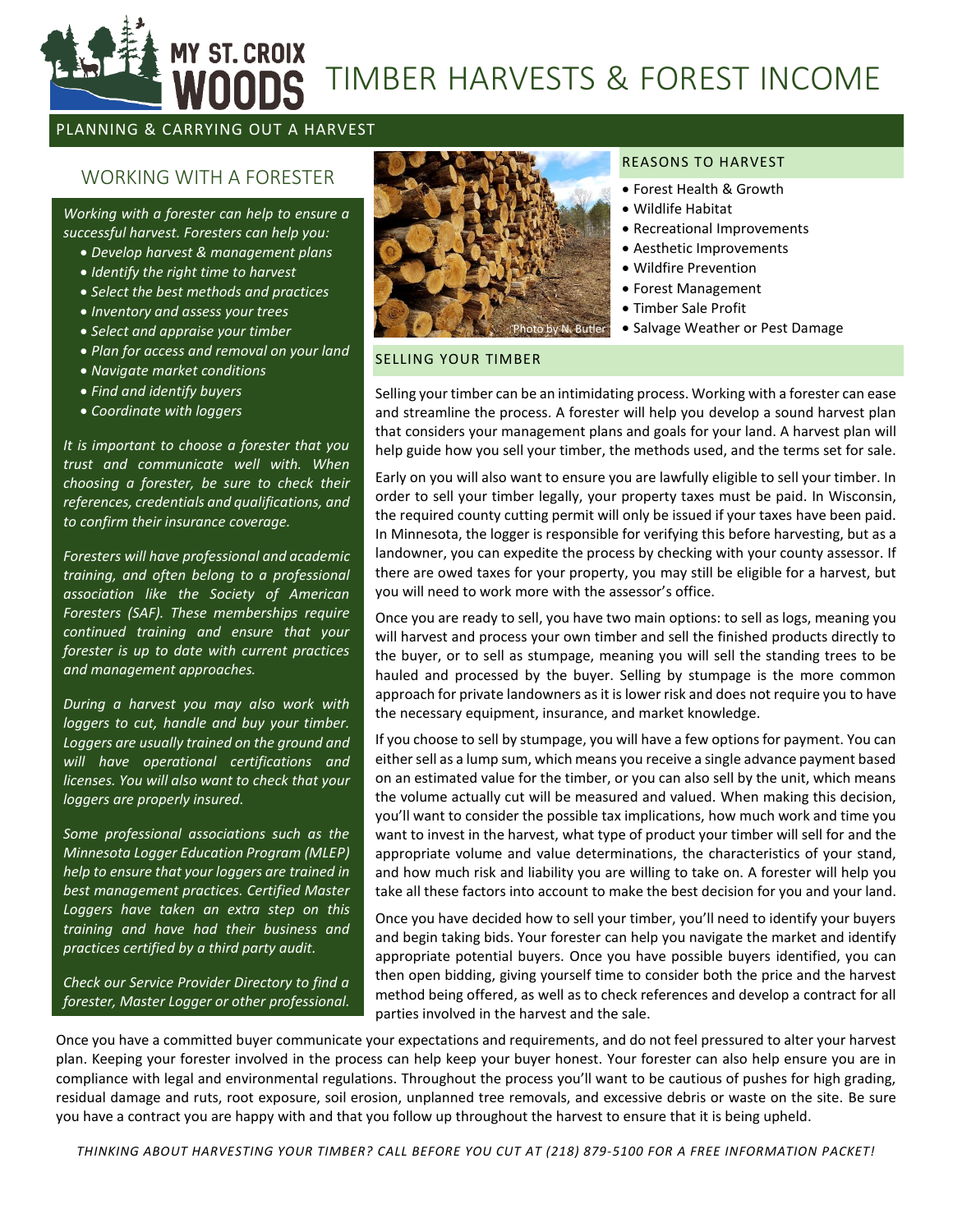# MY ST. CROIX WOODS — TIMBER HARVESTS & FOREST INCOME

## PLANNING & CARRYING OUT A HARVEST

### WORKING WITH A FORESTER

*Working with a forester can help to ensure a successful harvest. Foresters can help you:*

- *Develop harvest & management plans*
- *Identify the right time to harvest*
- *Select the best methods and practices*
- *Inventory and assess your trees*
- *Select and appraise your timber*
- *Plan for access and removal on your land*
- *Navigate market conditions*
- *Find and identify buyers*
- *Coordinate with loggers*

*It is important to choose a forester that you trust and communicate well with. When choosing a forester, be sure to check their references, credentials and qualifications, and to confirm their insurance coverage.*

*Foresters will have professional and academic training, and often belong to a professional association like the Society of American Foresters (SAF). These memberships require continued training and ensure that your forester is up to date with current practices and management approaches.*

*During a harvest you may also work with loggers to cut, handle and buy your timber. Loggers are usually trained on the ground and will have operational certifications and licenses. You will also want to check that your loggers are properly insured.*

*Some professional associations such as the Minnesota Logger Education Program (MLEP) help to ensure that your loggers are trained in best management practices. Certified Master Loggers have taken an extra step on this training and have had their business and practices certified by a third party audit.*

*Check our Service Provider Directory to find a forester, Master Logger or other professional.*

Photo by N. Butler

### REASONS TO HARVEST

- Forest Health & Growth
- Wildlife Habitat
- Recreational Improvements
- Aesthetic Improvements
- Wildfire Prevention
- Forest Management
- Timber Sale Profit
- Salvage Weather or Pest Damage

### SELLING YOUR TIMBER

Selling your timber can be an intimidating process. Working with a forester can ease and streamline the process. A forester will help you develop a sound harvest plan that considers your management plans and goals for your land. A harvest plan will help guide how you sell your timber, the methods used, and the terms set for sale.

Early on you will also want to ensure you are lawfully eligible to sell your timber. In order to sell your timber legally, your property taxes must be paid. In Wisconsin, the required county cutting permit will only be issued if your taxes have been paid. In Minnesota, the logger is responsible for verifying this before harvesting, but as a landowner, you can expedite the process by checking with your county assessor. If there are owed taxes for your property, you may still be eligible for a harvest, but you will need to work more with the assessor's office.

Once you are ready to sell, you have two main options: to sell as logs, meaning you will harvest and process your own timber and sell the finished products directly to the buyer, or to sell as stumpage, meaning you will sell the standing trees to be hauled and processed by the buyer. Selling by stumpage is the more common approach for private landowners as it is lower risk and does not require you to have the necessary equipment, insurance, and market knowledge.

If you choose to sell by stumpage, you will have a few options for payment. You can either sell as a lump sum, which means you receive a single advance payment based on an estimated value for the timber, or you can also sell by the unit, which means the volume actually cut will be measured and valued. When making this decision, you'll want to consider the possible tax implications, how much work and time you want to invest in the harvest, what type of product your timber will sell for and the appropriate volume and value determinations, the characteristics of your stand, and how much risk and liability you are willing to take on. A forester will help you take all these factors into account to make the best decision for you and your land.

Once you have decided how to sell your timber, you'll need to identify your buyers and begin taking bids. Your forester can help you navigate the market and identify appropriate potential buyers. Once you have possible buyers identified, you can then open bidding, giving yourself time to consider both the price and the harvest method being offered, as well as to check references and develop a contract for all parties involved in the harvest and the sale.

Once you have a committed buyer communicate your expectations and requirements, and do not feel pressured to alter your harvest plan. Keeping your forester involved in the process can help keep your buyer honest. Your forester can also help ensure you are in compliance with legal and environmental regulations. Throughout the process you'll want to be cautious of pushes for high grading, residual damage and ruts, root exposure, soil erosion, unplanned tree removals, and excessive debris or waste on the site. Be sure you have a contract you are happy with and that you follow up throughout the harvest to ensure that it is being upheld.

*THINKING ABOUT HARVESTING YOUR TIMBER? CALL BEFORE YOU CUT AT (218) 879-5100 FOR A FREE INFORMATION PACKET!*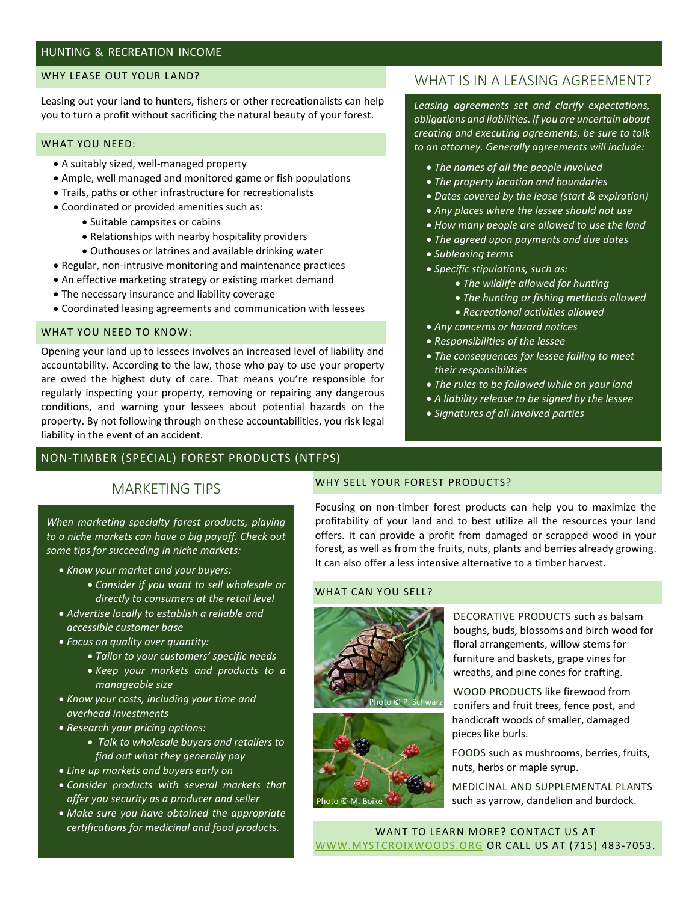## HUNTING & RECREATION INCOME

### WHY LEASE OUT YOUR LAND?

Leasing out your land to hunters, fishers or other recreationalists can help you to turn a profit without sacrificing the natural beauty of your forest.

### WHAT YOU NEED:

- A suitably sized, well-managed property
- Ample, well managed and monitored game or fish populations
- Trails, paths or other infrastructure for recreationalists
- Coordinated or provided amenities such as:
  - Suitable campsites or cabins
  - Relationships with nearby hospitality providers
  - Outhouses or latrines and available drinking water
- Regular, non-intrusive monitoring and maintenance practices
- An effective marketing strategy or existing market demand
- The necessary insurance and liability coverage
- Coordinated leasing agreements and communication with lessees

### WHAT YOU NEED TO KNOW:

Opening your land up to lessees involves an increased level of liability and accountability. According to the law, those who pay to use your property are owed the highest duty of care. That means you're responsible for regularly inspecting your property, removing or repairing any dangerous conditions, and warning your lessees about potential hazards on the property. By not following through on these accountabilities, you risk legal liability in the event of an accident.

### WHAT IS IN A LEASING AGREEMENT?

*Leasing agreements set and clarify expectations, obligations and liabilities. If you are uncertain about creating and executing agreements, be sure to talk to an attorney. Generally agreements will include:*

- *The names of all the people involved*
- *The property location and boundaries*
- *Dates covered by the lease (start & expiration)*
- *Any places where the lessee should not use*
- *How many people are allowed to use the land*
- *The agreed upon payments and due dates*
- *Subleasing terms*
- *Specific stipulations, such as:*
  - *The wildlife allowed for hunting*
  - *The hunting or fishing methods allowed*
  - *Recreational activities allowed*
- *Any concerns or hazard notices*
- *Responsibilities of the lessee*
- *The consequences for lessee failing to meet their responsibilities*
- *The rules to be followed while on your land*
- *A liability release to be signed by the lessee*
- *Signatures of all involved parties*

## NON-TIMBER (SPECIAL) FOREST PRODUCTS (NTFPS)

### WHY SELL YOUR FOREST PRODUCTS?

Focusing on non-timber forest products can help you to maximize the profitability of your land and to best utilize all the resources your land offers. It can provide a profit from damaged or scrapped wood in your forest, as well as from the fruits, nuts, plants and berries already growing. It can also offer a less intensive alternative to a timber harvest.

### WHAT CAN YOU SELL?

DECORATIVE PRODUCTS such as balsam boughs, buds, blossoms and birch wood for floral arrangements, willow stems for furniture and baskets, grape vines for wreaths, and pine cones for crafting.

WOOD PRODUCTS like firewood from conifers and fruit trees, fence post, and handicraft woods of smaller, damaged pieces like burls.

FOODS such as mushrooms, berries, fruits, nuts, herbs or maple syrup.

MEDICINAL AND SUPPLEMENTAL PLANTS such as yarrow, dandelion and burdock.

Photo © P. Schwarz

Photo © M. Boike

### MARKETING TIPS

*When marketing specialty forest products, playing to a niche markets can have a big payoff. Check out some tips for succeeding in niche markets:*

- *Know your market and your buyers:*
  - *Consider if you want to sell wholesale or directly to consumers at the retail level*
- *Advertise locally to establish a reliable and accessible customer base*
- *Focus on quality over quantity:*
  - *Tailor to your customers' specific needs*
  - *Keep your markets and products to a manageable size*
- *Know your costs, including your time and overhead investments*
- *Research your pricing options:*
  - *Talk to wholesale buyers and retailers to find out what they generally pay*
- *Line up markets and buyers early on*
- *Consider products with several markets that offer you security as a producer and seller*
- *Make sure you have obtained the appropriate certifications for medicinal and food products.*

WANT TO LEARN MORE? CONTACT US AT WWW.MYSTCROIXWOODS.ORG OR CALL US AT (715) 483-7053.